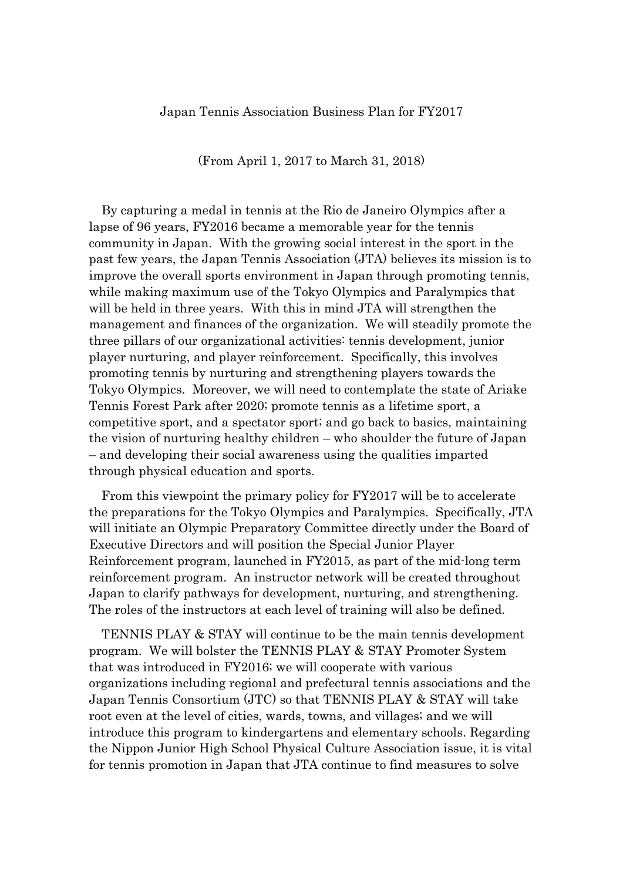# Japan Tennis Association Business Plan for FY2017

(From April 1, 2017 to March 31, 2018)

By capturing a medal in tennis at the Rio de Janeiro Olympics after a lapse of 96 years, FY2016 became a memorable year for the tennis community in Japan. With the growing social interest in the sport in the past few years, the Japan Tennis Association (JTA) believes its mission is to improve the overall sports environment in Japan through promoting tennis, while making maximum use of the Tokyo Olympics and Paralympics that will be held in three years. With this in mind JTA will strengthen the management and finances of the organization. We will steadily promote the three pillars of our organizational activities: tennis development, junior player nurturing, and player reinforcement. Specifically, this involves promoting tennis by nurturing and strengthening players towards the Tokyo Olympics. Moreover, we will need to contemplate the state of Ariake Tennis Forest Park after 2020; promote tennis as a lifetime sport, a competitive sport, and a spectator sport; and go back to basics, maintaining the vision of nurturing healthy children – who shoulder the future of Japan – and developing their social awareness using the qualities imparted through physical education and sports.

From this viewpoint the primary policy for FY2017 will be to accelerate the preparations for the Tokyo Olympics and Paralympics. Specifically, JTA will initiate an Olympic Preparatory Committee directly under the Board of Executive Directors and will position the Special Junior Player Reinforcement program, launched in FY2015, as part of the mid-long term reinforcement program. An instructor network will be created throughout Japan to clarify pathways for development, nurturing, and strengthening. The roles of the instructors at each level of training will also be defined.

TENNIS PLAY & STAY will continue to be the main tennis development program. We will bolster the TENNIS PLAY & STAY Promoter System that was introduced in FY2016; we will cooperate with various organizations including regional and prefectural tennis associations and the Japan Tennis Consortium (JTC) so that TENNIS PLAY & STAY will take root even at the level of cities, wards, towns, and villages; and we will introduce this program to kindergartens and elementary schools. Regarding the Nippon Junior High School Physical Culture Association issue, it is vital for tennis promotion in Japan that JTA continue to find measures to solve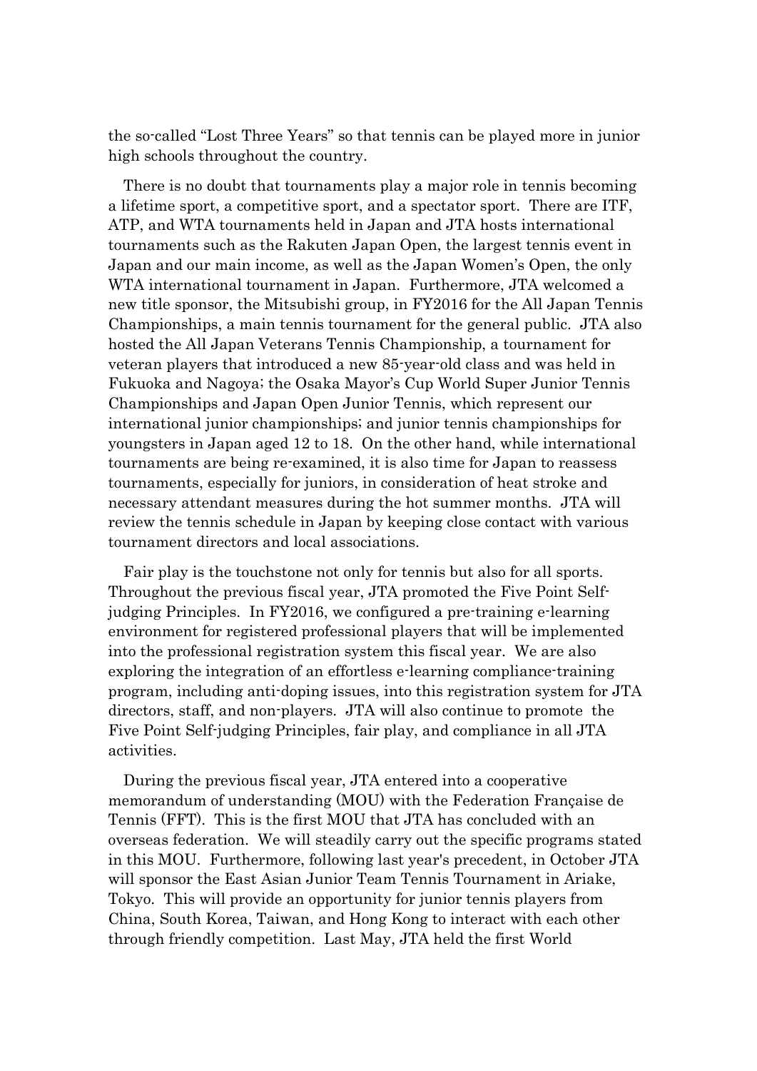the so-called "Lost Three Years" so that tennis can be played more in junior high schools throughout the country.

There is no doubt that tournaments play a major role in tennis becoming a lifetime sport, a competitive sport, and a spectator sport. There are ITF, ATP, and WTA tournaments held in Japan and JTA hosts international tournaments such as the Rakuten Japan Open, the largest tennis event in Japan and our main income, as well as the Japan Women's Open, the only WTA international tournament in Japan. Furthermore, JTA welcomed a new title sponsor, the Mitsubishi group, in FY2016 for the All Japan Tennis Championships, a main tennis tournament for the general public. JTA also hosted the All Japan Veterans Tennis Championship, a tournament for veteran players that introduced a new 85-year-old class and was held in Fukuoka and Nagoya; the Osaka Mayor's Cup World Super Junior Tennis Championships and Japan Open Junior Tennis, which represent our international junior championships; and junior tennis championships for youngsters in Japan aged 12 to 18. On the other hand, while international tournaments are being re-examined, it is also time for Japan to reassess tournaments, especially for juniors, in consideration of heat stroke and necessary attendant measures during the hot summer months. JTA will review the tennis schedule in Japan by keeping close contact with various tournament directors and local associations.

Fair play is the touchstone not only for tennis but also for all sports. Throughout the previous fiscal year, JTA promoted the Five Point Self-judging Principles. In FY2016, we configured a pre-training e-learning environment for registered professional players that will be implemented into the professional registration system this fiscal year. We are also exploring the integration of an effortless e-learning compliance-training program, including anti-doping issues, into this registration system for JTA directors, staff, and non-players. JTA will also continue to promote the Five Point Self-judging Principles, fair play, and compliance in all JTA activities.

During the previous fiscal year, JTA entered into a cooperative memorandum of understanding (MOU) with the Federation Française de Tennis (FFT). This is the first MOU that JTA has concluded with an overseas federation. We will steadily carry out the specific programs stated in this MOU. Furthermore, following last year's precedent, in October JTA will sponsor the East Asian Junior Team Tennis Tournament in Ariake, Tokyo. This will provide an opportunity for junior tennis players from China, South Korea, Taiwan, and Hong Kong to interact with each other through friendly competition. Last May, JTA held the first World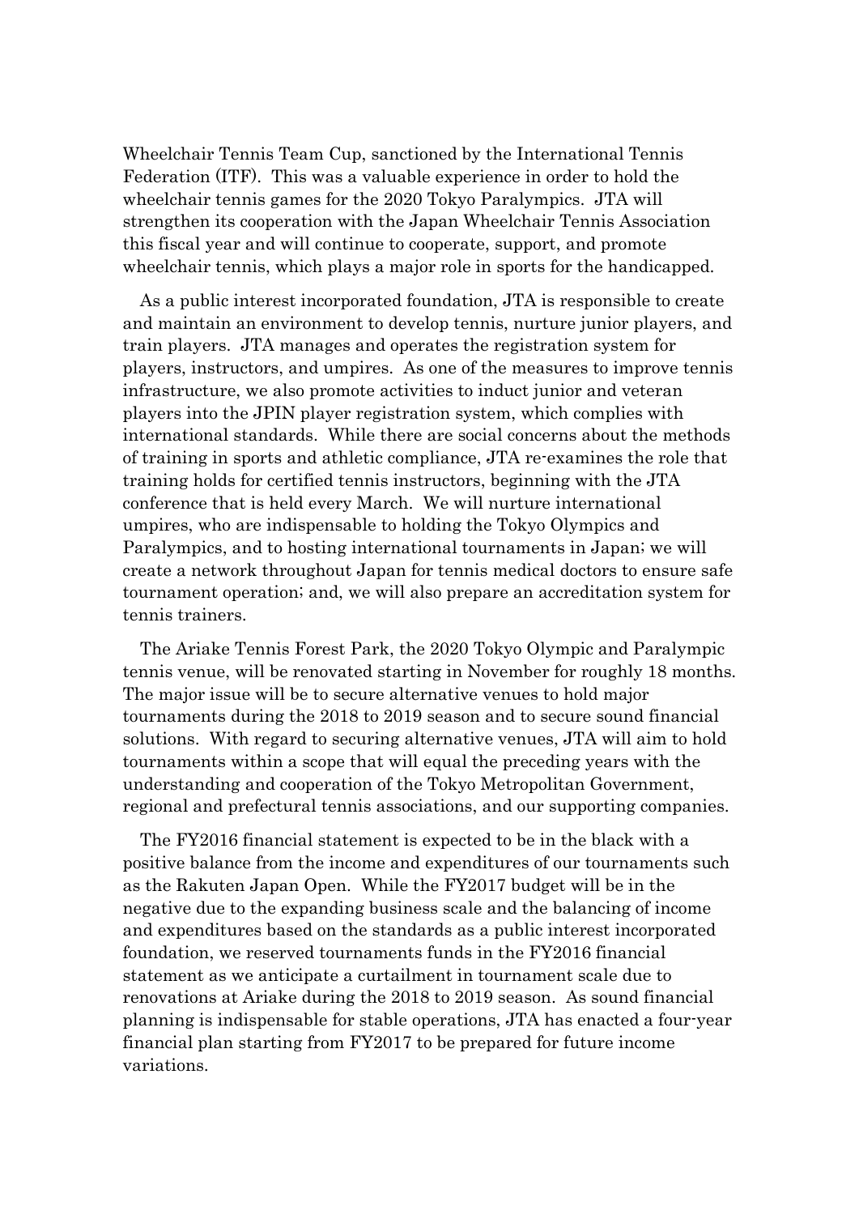Wheelchair Tennis Team Cup, sanctioned by the International Tennis Federation (ITF). This was a valuable experience in order to hold the wheelchair tennis games for the 2020 Tokyo Paralympics. JTA will strengthen its cooperation with the Japan Wheelchair Tennis Association this fiscal year and will continue to cooperate, support, and promote wheelchair tennis, which plays a major role in sports for the handicapped.

As a public interest incorporated foundation, JTA is responsible to create and maintain an environment to develop tennis, nurture junior players, and train players. JTA manages and operates the registration system for players, instructors, and umpires. As one of the measures to improve tennis infrastructure, we also promote activities to induct junior and veteran players into the JPIN player registration system, which complies with international standards. While there are social concerns about the methods of training in sports and athletic compliance, JTA re-examines the role that training holds for certified tennis instructors, beginning with the JTA conference that is held every March. We will nurture international umpires, who are indispensable to holding the Tokyo Olympics and Paralympics, and to hosting international tournaments in Japan; we will create a network throughout Japan for tennis medical doctors to ensure safe tournament operation; and, we will also prepare an accreditation system for tennis trainers.

The Ariake Tennis Forest Park, the 2020 Tokyo Olympic and Paralympic tennis venue, will be renovated starting in November for roughly 18 months. The major issue will be to secure alternative venues to hold major tournaments during the 2018 to 2019 season and to secure sound financial solutions. With regard to securing alternative venues, JTA will aim to hold tournaments within a scope that will equal the preceding years with the understanding and cooperation of the Tokyo Metropolitan Government, regional and prefectural tennis associations, and our supporting companies.

The FY2016 financial statement is expected to be in the black with a positive balance from the income and expenditures of our tournaments such as the Rakuten Japan Open. While the FY2017 budget will be in the negative due to the expanding business scale and the balancing of income and expenditures based on the standards as a public interest incorporated foundation, we reserved tournaments funds in the FY2016 financial statement as we anticipate a curtailment in tournament scale due to renovations at Ariake during the 2018 to 2019 season. As sound financial planning is indispensable for stable operations, JTA has enacted a four-year financial plan starting from FY2017 to be prepared for future income variations.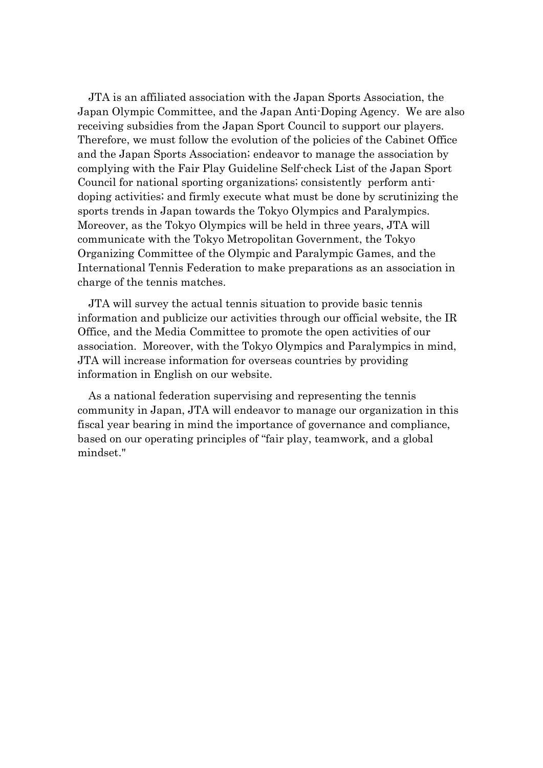JTA is an affiliated association with the Japan Sports Association, the Japan Olympic Committee, and the Japan Anti-Doping Agency. We are also receiving subsidies from the Japan Sport Council to support our players. Therefore, we must follow the evolution of the policies of the Cabinet Office and the Japan Sports Association; endeavor to manage the association by complying with the Fair Play Guideline Self-check List of the Japan Sport Council for national sporting organizations; consistently perform anti-doping activities; and firmly execute what must be done by scrutinizing the sports trends in Japan towards the Tokyo Olympics and Paralympics. Moreover, as the Tokyo Olympics will be held in three years, JTA will communicate with the Tokyo Metropolitan Government, the Tokyo Organizing Committee of the Olympic and Paralympic Games, and the International Tennis Federation to make preparations as an association in charge of the tennis matches.

JTA will survey the actual tennis situation to provide basic tennis information and publicize our activities through our official website, the IR Office, and the Media Committee to promote the open activities of our association. Moreover, with the Tokyo Olympics and Paralympics in mind, JTA will increase information for overseas countries by providing information in English on our website.

As a national federation supervising and representing the tennis community in Japan, JTA will endeavor to manage our organization in this fiscal year bearing in mind the importance of governance and compliance, based on our operating principles of "fair play, teamwork, and a global mindset."